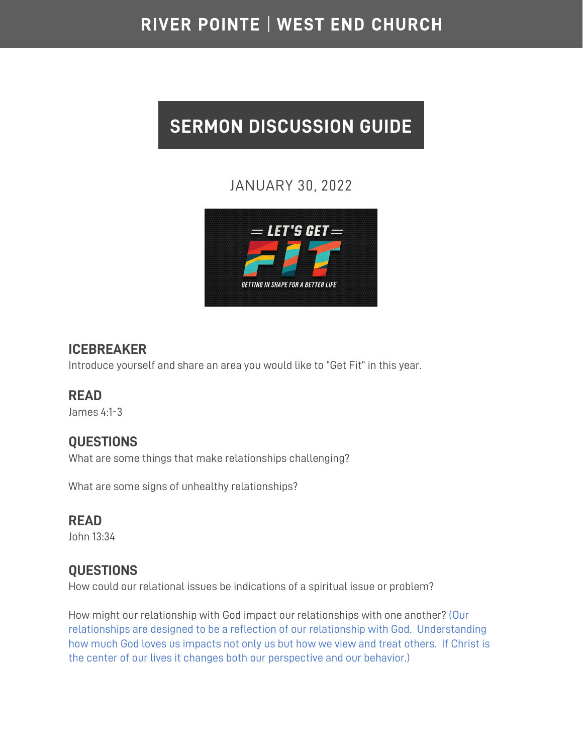# RIVER POINTE | WEST END CHURCH

## SERMON DISCUSSION GUIDE

JANUARY 30, 2022

= LET'S GET =

FIT

GETTING IN SHAPE FOR A BETTER LIFE

### ICEBREAKER

Introduce yourself and share an area you would like to "Get Fit" in this year.

### READ

James 4:1-3

### QUESTIONS

What are some things that make relationships challenging?

What are some signs of unhealthy relationships?

### READ

John 13:34

### QUESTIONS

How could our relational issues be indications of a spiritual issue or problem?

How might our relationship with God impact our relationships with one another? (Our relationships are designed to be a reflection of our relationship with God. Understanding how much God loves us impacts not only us but how we view and treat others. If Christ is the center of our lives it changes both our perspective and our behavior.)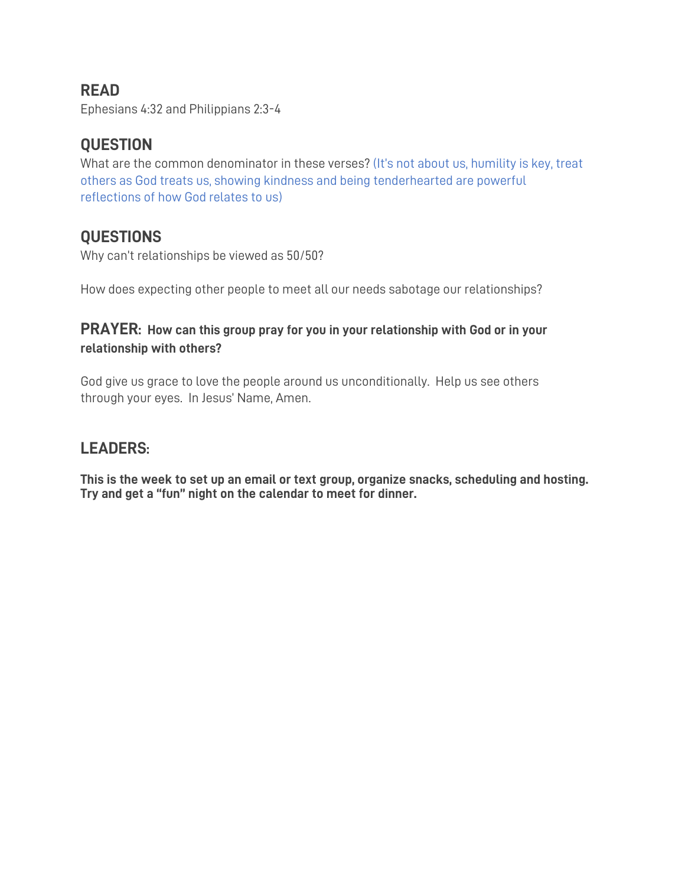## READ

Ephesians 4:32 and Philippians 2:3-4

## QUESTION

What are the common denominator in these verses? (It's not about us, humility is key, treat others as God treats us, showing kindness and being tenderhearted are powerful reflections of how God relates to us)

## QUESTIONS

Why can't relationships be viewed as 50/50?

How does expecting other people to meet all our needs sabotage our relationships?

## PRAYER: **How can this group pray for you in your relationship with God or in your relationship with others?**

God give us grace to love the people around us unconditionally. Help us see others through your eyes. In Jesus' Name, Amen.

## LEADERS:

**This is the week to set up an email or text group, organize snacks, scheduling and hosting. Try and get a "fun" night on the calendar to meet for dinner.**